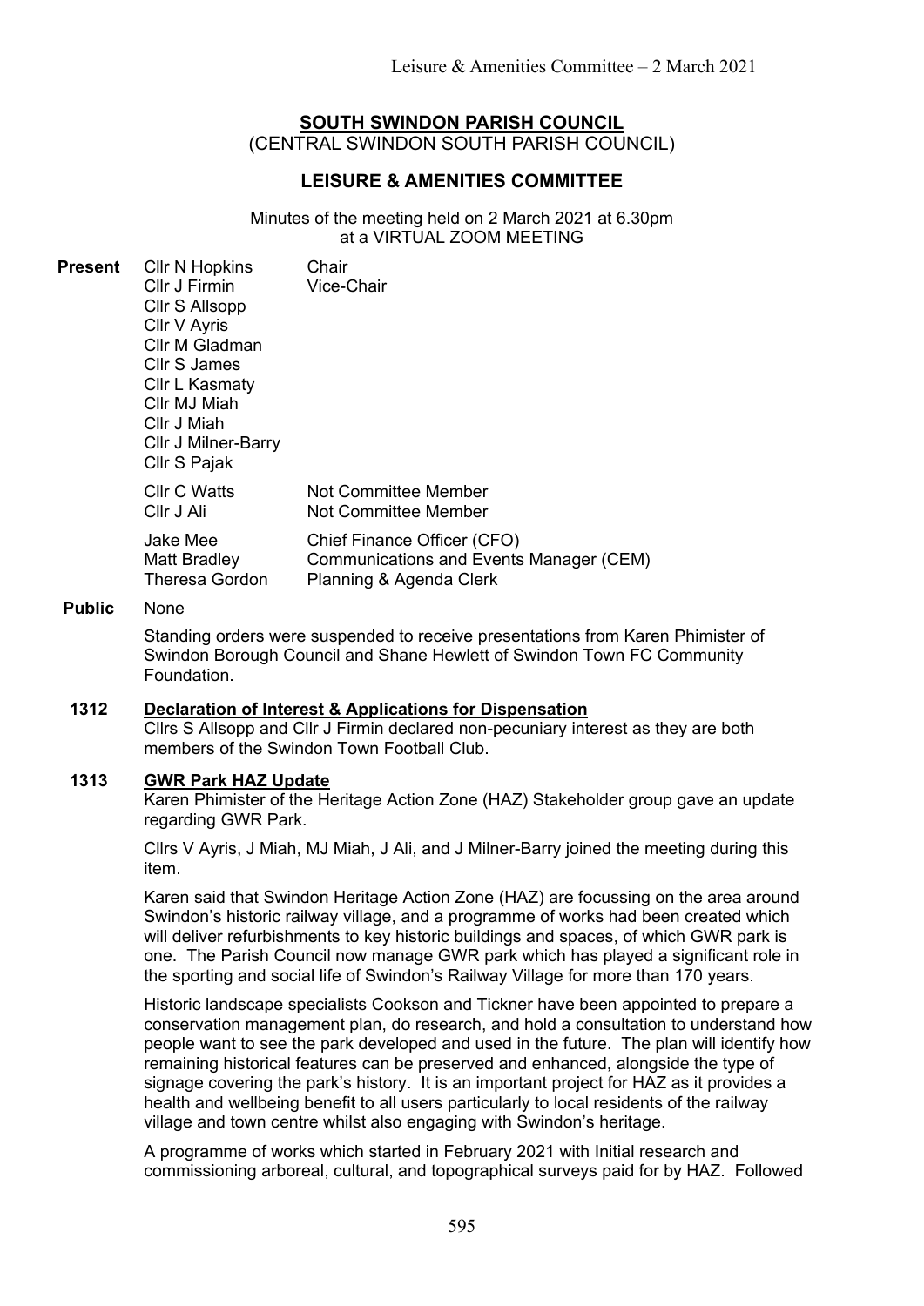# SOUTH SWINDON PARISH COUNCIL

(CENTRAL SWINDON SOUTH PARISH COUNCIL)

## LEISURE & AMENITIES COMMITTEE

Minutes of the meeting held on 2 March 2021 at 6.30pm at a VIRTUAL ZOOM MEETING

| **Present** | | |
|---|---|---|
| | Cllr N Hopkins | Chair |
| | Cllr J Firmin | Vice-Chair |
| | Cllr S Allsopp | |
| | Cllr V Ayris | |
| | Cllr M Gladman | |
| | Cllr S James | |
| | Cllr L Kasmaty | |
| | Cllr MJ Miah | |
| | Cllr J Miah | |
| | Cllr J Milner-Barry | |
| | Cllr S Pajak | |
| | Cllr C Watts | Not Committee Member |
| | Cllr J Ali | Not Committee Member |
| | Jake Mee | Chief Finance Officer (CFO) |
| | Matt Bradley | Communications and Events Manager (CEM) |
| | Theresa Gordon | Planning & Agenda Clerk |

**Public** None

Standing orders were suspended to receive presentations from Karen Phimister of Swindon Borough Council and Shane Hewlett of Swindon Town FC Community Foundation.

**1312 Declaration of Interest & Applications for Dispensation**

Cllrs S Allsopp and Cllr J Firmin declared non-pecuniary interest as they are both members of the Swindon Town Football Club.

**1313 GWR Park HAZ Update**

Karen Phimister of the Heritage Action Zone (HAZ) Stakeholder group gave an update regarding GWR Park.

Cllrs V Ayris, J Miah, MJ Miah, J Ali, and J Milner-Barry joined the meeting during this item.

Karen said that Swindon Heritage Action Zone (HAZ) are focussing on the area around Swindon's historic railway village, and a programme of works had been created which will deliver refurbishments to key historic buildings and spaces, of which GWR park is one. The Parish Council now manage GWR park which has played a significant role in the sporting and social life of Swindon's Railway Village for more than 170 years.

Historic landscape specialists Cookson and Tickner have been appointed to prepare a conservation management plan, do research, and hold a consultation to understand how people want to see the park developed and used in the future. The plan will identify how remaining historical features can be preserved and enhanced, alongside the type of signage covering the park's history. It is an important project for HAZ as it provides a health and wellbeing benefit to all users particularly to local residents of the railway village and town centre whilst also engaging with Swindon's heritage.

A programme of works which started in February 2021 with Initial research and commissioning arboreal, cultural, and topographical surveys paid for by HAZ. Followed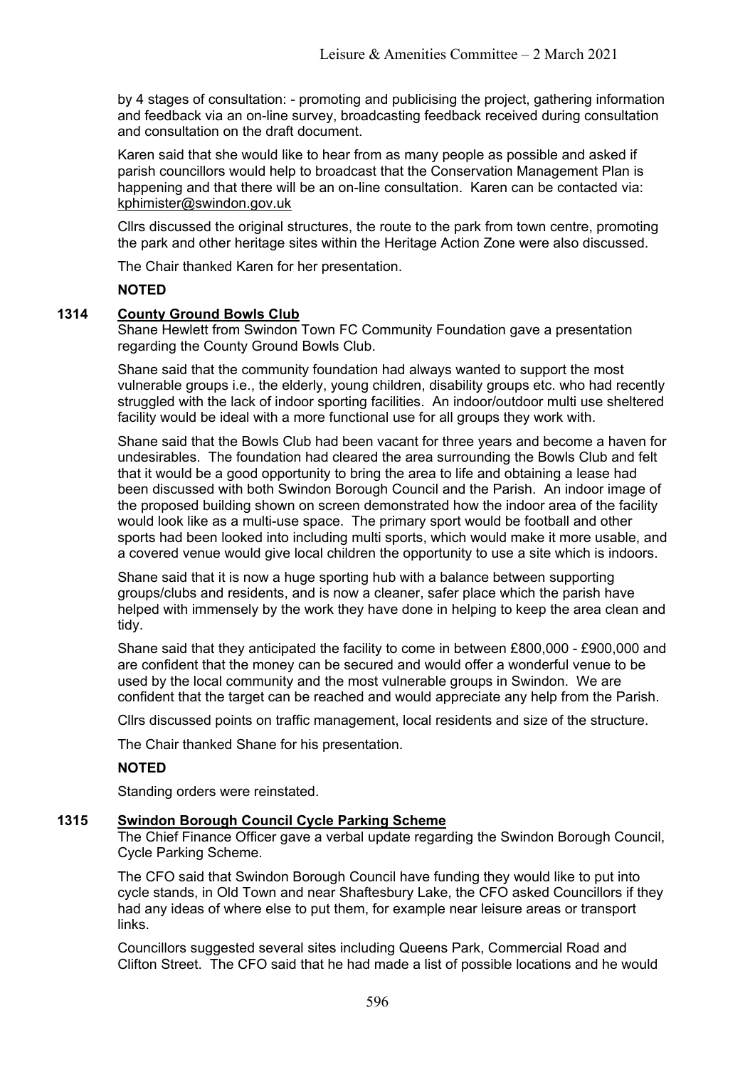by 4 stages of consultation: - promoting and publicising the project, gathering information and feedback via an on-line survey, broadcasting feedback received during consultation and consultation on the draft document.

Karen said that she would like to hear from as many people as possible and asked if parish councillors would help to broadcast that the Conservation Management Plan is happening and that there will be an on-line consultation. Karen can be contacted via: kphimister@swindon.gov.uk

Cllrs discussed the original structures, the route to the park from town centre, promoting the park and other heritage sites within the Heritage Action Zone were also discussed.

The Chair thanked Karen for her presentation.

**NOTED**

## 1314 County Ground Bowls Club

Shane Hewlett from Swindon Town FC Community Foundation gave a presentation regarding the County Ground Bowls Club.

Shane said that the community foundation had always wanted to support the most vulnerable groups i.e., the elderly, young children, disability groups etc. who had recently struggled with the lack of indoor sporting facilities. An indoor/outdoor multi use sheltered facility would be ideal with a more functional use for all groups they work with.

Shane said that the Bowls Club had been vacant for three years and become a haven for undesirables. The foundation had cleared the area surrounding the Bowls Club and felt that it would be a good opportunity to bring the area to life and obtaining a lease had been discussed with both Swindon Borough Council and the Parish. An indoor image of the proposed building shown on screen demonstrated how the indoor area of the facility would look like as a multi-use space. The primary sport would be football and other sports had been looked into including multi sports, which would make it more usable, and a covered venue would give local children the opportunity to use a site which is indoors.

Shane said that it is now a huge sporting hub with a balance between supporting groups/clubs and residents, and is now a cleaner, safer place which the parish have helped with immensely by the work they have done in helping to keep the area clean and tidy.

Shane said that they anticipated the facility to come in between £800,000 - £900,000 and are confident that the money can be secured and would offer a wonderful venue to be used by the local community and the most vulnerable groups in Swindon. We are confident that the target can be reached and would appreciate any help from the Parish.

Cllrs discussed points on traffic management, local residents and size of the structure.

The Chair thanked Shane for his presentation.

**NOTED**

Standing orders were reinstated.

## 1315 Swindon Borough Council Cycle Parking Scheme

The Chief Finance Officer gave a verbal update regarding the Swindon Borough Council, Cycle Parking Scheme.

The CFO said that Swindon Borough Council have funding they would like to put into cycle stands, in Old Town and near Shaftesbury Lake, the CFO asked Councillors if they had any ideas of where else to put them, for example near leisure areas or transport links.

Councillors suggested several sites including Queens Park, Commercial Road and Clifton Street. The CFO said that he had made a list of possible locations and he would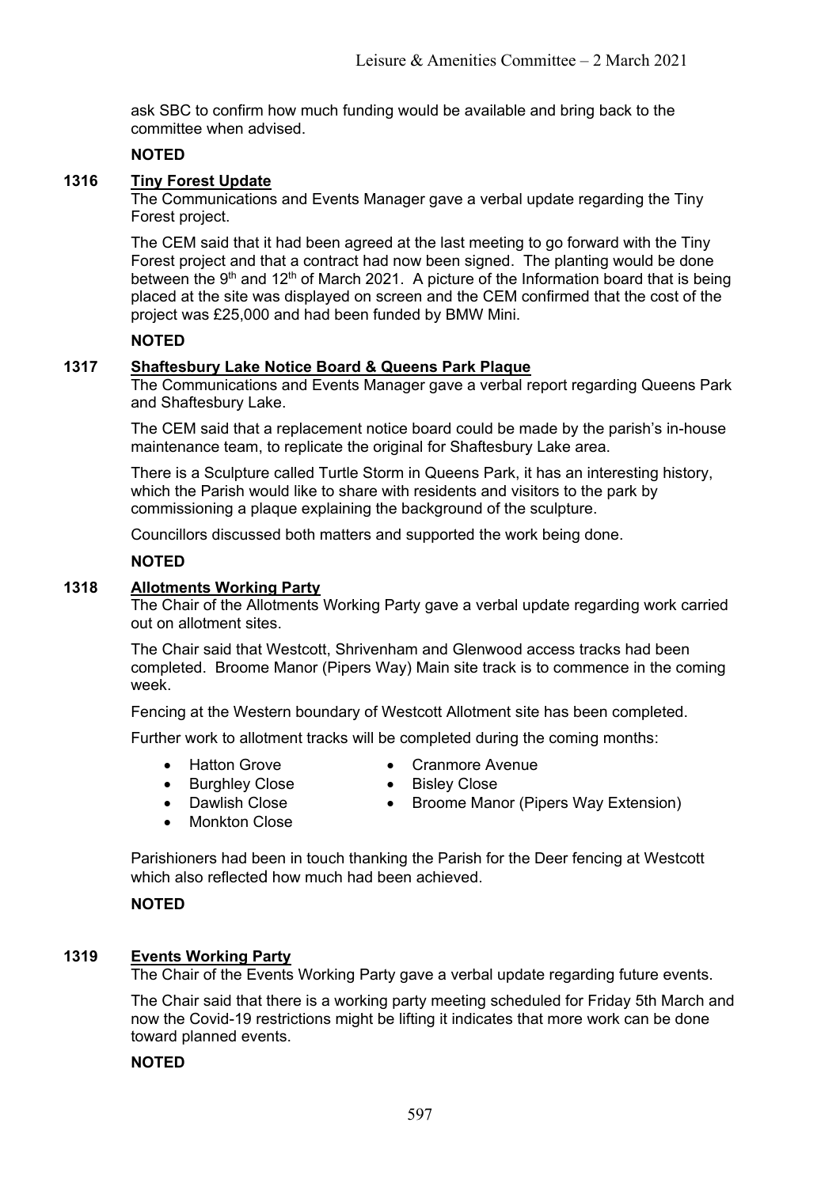ask SBC to confirm how much funding would be available and bring back to the committee when advised.

**NOTED**

## 1316 Tiny Forest Update

The Communications and Events Manager gave a verbal update regarding the Tiny Forest project.

The CEM said that it had been agreed at the last meeting to go forward with the Tiny Forest project and that a contract had now been signed. The planting would be done between the 9th and 12th of March 2021. A picture of the Information board that is being placed at the site was displayed on screen and the CEM confirmed that the cost of the project was £25,000 and had been funded by BMW Mini.

**NOTED**

## 1317 Shaftesbury Lake Notice Board & Queens Park Plaque

The Communications and Events Manager gave a verbal report regarding Queens Park and Shaftesbury Lake.

The CEM said that a replacement notice board could be made by the parish's in-house maintenance team, to replicate the original for Shaftesbury Lake area.

There is a Sculpture called Turtle Storm in Queens Park, it has an interesting history, which the Parish would like to share with residents and visitors to the park by commissioning a plaque explaining the background of the sculpture.

Councillors discussed both matters and supported the work being done.

**NOTED**

## 1318 Allotments Working Party

The Chair of the Allotments Working Party gave a verbal update regarding work carried out on allotment sites.

The Chair said that Westcott, Shrivenham and Glenwood access tracks had been completed. Broome Manor (Pipers Way) Main site track is to commence in the coming week.

Fencing at the Western boundary of Westcott Allotment site has been completed.

Further work to allotment tracks will be completed during the coming months:

- Hatton Grove
- Burghley Close
- Dawlish Close
- Monkton Close
- Cranmore Avenue
- Bisley Close
- Broome Manor (Pipers Way Extension)

Parishioners had been in touch thanking the Parish for the Deer fencing at Westcott which also reflected how much had been achieved.

**NOTED**

## 1319 Events Working Party

The Chair of the Events Working Party gave a verbal update regarding future events.

The Chair said that there is a working party meeting scheduled for Friday 5th March and now the Covid-19 restrictions might be lifting it indicates that more work can be done toward planned events.

**NOTED**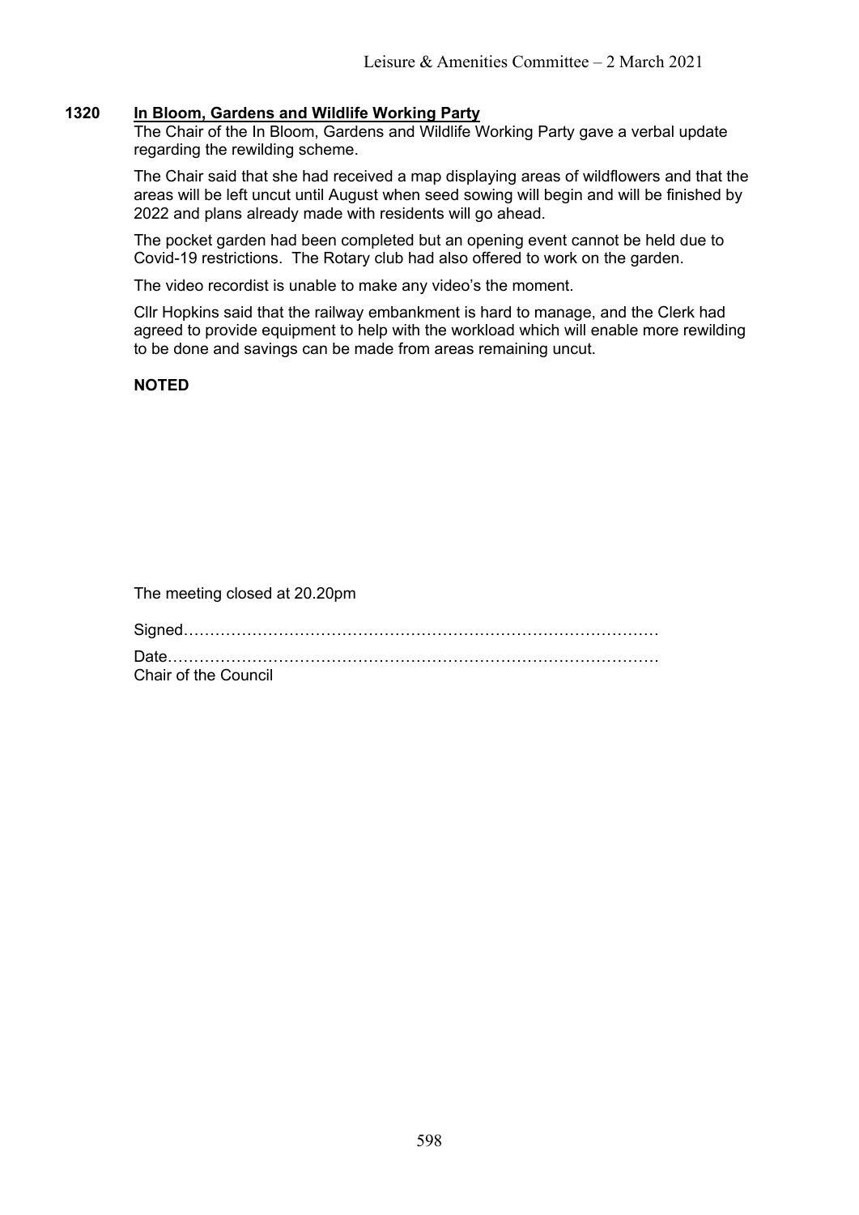## 1320 In Bloom, Gardens and Wildlife Working Party

The Chair of the In Bloom, Gardens and Wildlife Working Party gave a verbal update regarding the rewilding scheme.

The Chair said that she had received a map displaying areas of wildflowers and that the areas will be left uncut until August when seed sowing will begin and will be finished by 2022 and plans already made with residents will go ahead.

The pocket garden had been completed but an opening event cannot be held due to Covid-19 restrictions. The Rotary club had also offered to work on the garden.

The video recordist is unable to make any video's the moment.

Cllr Hopkins said that the railway embankment is hard to manage, and the Clerk had agreed to provide equipment to help with the workload which will enable more rewilding to be done and savings can be made from areas remaining uncut.

**NOTED**

The meeting closed at 20.20pm

Signed……………………………………………………………………………

Date………………………………………………………………………………
Chair of the Council